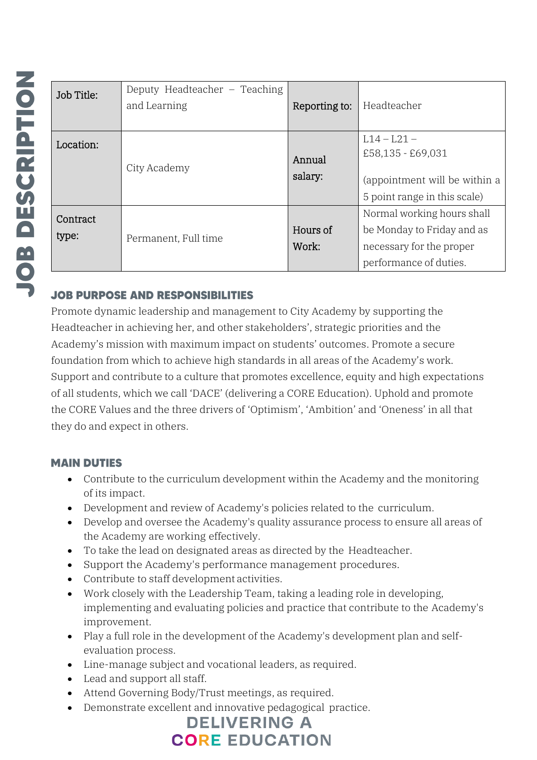# JOB DESCRIPTION

| Job Title: | Deputy Headteacher – Teaching and Learning | Reporting to: | Headteacher |
|---|---|---|---|
| Location: | City Academy | Annual salary: | L14 – L21 – £58,135 - £69,031<br><br>(appointment will be within a 5 point range in this scale) |
| Contract type: | Permanent, Full time | Hours of Work: | Normal working hours shall be Monday to Friday and as necessary for the proper performance of duties. |

## JOB PURPOSE AND RESPONSIBILITIES

Promote dynamic leadership and management to City Academy by supporting the Headteacher in achieving her, and other stakeholders', strategic priorities and the Academy's mission with maximum impact on students' outcomes. Promote a secure foundation from which to achieve high standards in all areas of the Academy's work. Support and contribute to a culture that promotes excellence, equity and high expectations of all students, which we call 'DACE' (delivering a CORE Education). Uphold and promote the CORE Values and the three drivers of 'Optimism', 'Ambition' and 'Oneness' in all that they do and expect in others.

## MAIN DUTIES

- Contribute to the curriculum development within the Academy and the monitoring of its impact.
- Development and review of Academy's policies related to the curriculum.
- Develop and oversee the Academy's quality assurance process to ensure all areas of the Academy are working effectively.
- To take the lead on designated areas as directed by the Headteacher.
- Support the Academy's performance management procedures.
- Contribute to staff development activities.
- Work closely with the Leadership Team, taking a leading role in developing, implementing and evaluating policies and practice that contribute to the Academy's improvement.
- Play a full role in the development of the Academy's development plan and self-evaluation process.
- Line-manage subject and vocational leaders, as required.
- Lead and support all staff.
- Attend Governing Body/Trust meetings, as required.
- Demonstrate excellent and innovative pedagogical practice.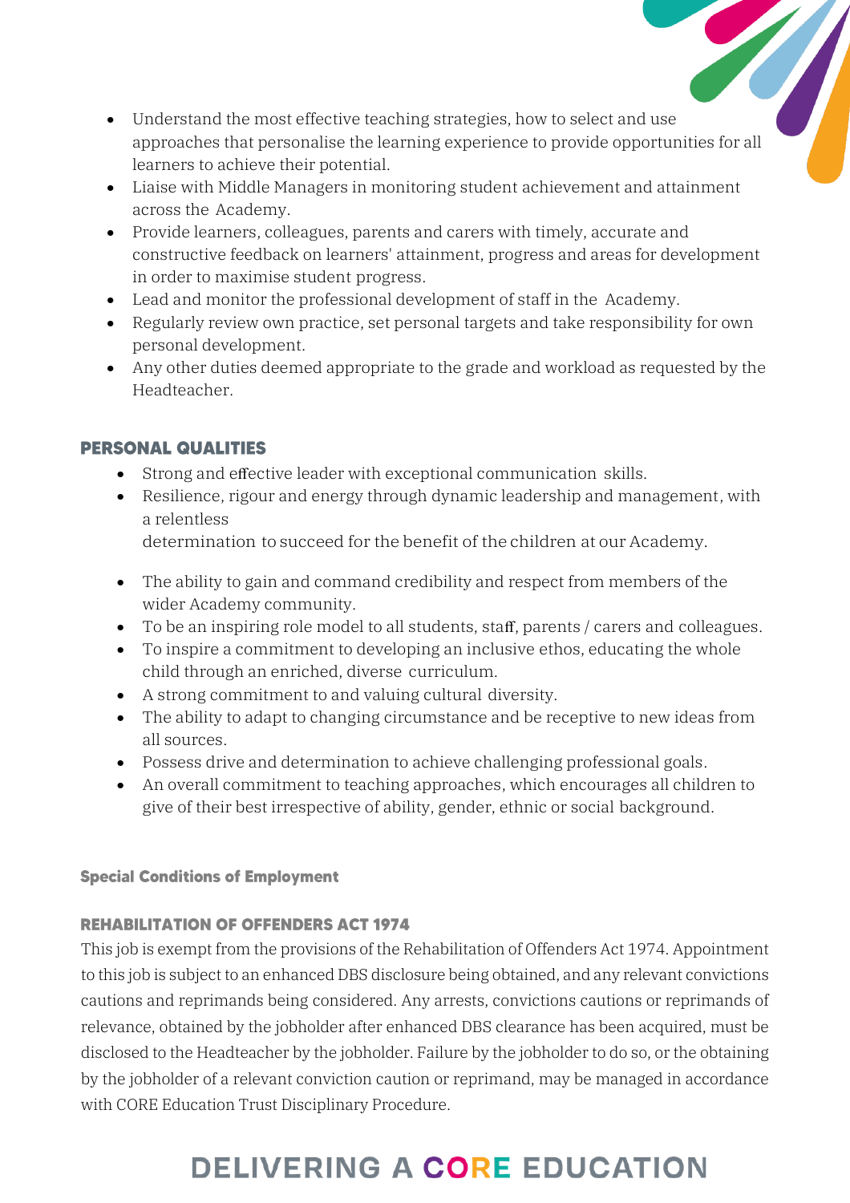- Understand the most effective teaching strategies, how to select and use approaches that personalise the learning experience to provide opportunities for all learners to achieve their potential.
- Liaise with Middle Managers in monitoring student achievement and attainment across the Academy.
- Provide learners, colleagues, parents and carers with timely, accurate and constructive feedback on learners' attainment, progress and areas for development in order to maximise student progress.
- Lead and monitor the professional development of staff in the Academy.
- Regularly review own practice, set personal targets and take responsibility for own personal development.
- Any other duties deemed appropriate to the grade and workload as requested by the Headteacher.

## PERSONAL QUALITIES

- Strong and effective leader with exceptional communication skills.
- Resilience, rigour and energy through dynamic leadership and management, with a relentless determination to succeed for the benefit of the children at our Academy.
- The ability to gain and command credibility and respect from members of the wider Academy community.
- To be an inspiring role model to all students, staff, parents / carers and colleagues.
- To inspire a commitment to developing an inclusive ethos, educating the whole child through an enriched, diverse curriculum.
- A strong commitment to and valuing cultural diversity.
- The ability to adapt to changing circumstance and be receptive to new ideas from all sources.
- Possess drive and determination to achieve challenging professional goals.
- An overall commitment to teaching approaches, which encourages all children to give of their best irrespective of ability, gender, ethnic or social background.

### Special Conditions of Employment

## REHABILITATION OF OFFENDERS ACT 1974

This job is exempt from the provisions of the Rehabilitation of Offenders Act 1974. Appointment to this job is subject to an enhanced DBS disclosure being obtained, and any relevant convictions cautions and reprimands being considered. Any arrests, convictions cautions or reprimands of relevance, obtained by the jobholder after enhanced DBS clearance has been acquired, must be disclosed to the Headteacher by the jobholder. Failure by the jobholder to do so, or the obtaining by the jobholder of a relevant conviction caution or reprimand, may be managed in accordance with CORE Education Trust Disciplinary Procedure.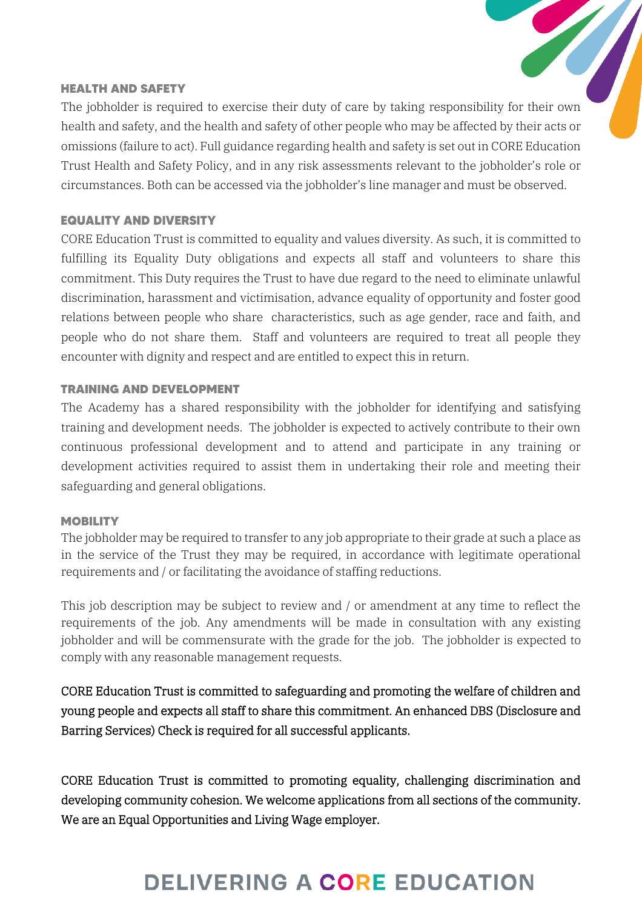## HEALTH AND SAFETY

The jobholder is required to exercise their duty of care by taking responsibility for their own health and safety, and the health and safety of other people who may be affected by their acts or omissions (failure to act). Full guidance regarding health and safety is set out in CORE Education Trust Health and Safety Policy, and in any risk assessments relevant to the jobholder's role or circumstances. Both can be accessed via the jobholder's line manager and must be observed.

## EQUALITY AND DIVERSITY

CORE Education Trust is committed to equality and values diversity. As such, it is committed to fulfilling its Equality Duty obligations and expects all staff and volunteers to share this commitment. This Duty requires the Trust to have due regard to the need to eliminate unlawful discrimination, harassment and victimisation, advance equality of opportunity and foster good relations between people who share characteristics, such as age gender, race and faith, and people who do not share them. Staff and volunteers are required to treat all people they encounter with dignity and respect and are entitled to expect this in return.

## TRAINING AND DEVELOPMENT

The Academy has a shared responsibility with the jobholder for identifying and satisfying training and development needs. The jobholder is expected to actively contribute to their own continuous professional development and to attend and participate in any training or development activities required to assist them in undertaking their role and meeting their safeguarding and general obligations.

## MOBILITY

The jobholder may be required to transfer to any job appropriate to their grade at such a place as in the service of the Trust they may be required, in accordance with legitimate operational requirements and / or facilitating the avoidance of staffing reductions.

This job description may be subject to review and / or amendment at any time to reflect the requirements of the job. Any amendments will be made in consultation with any existing jobholder and will be commensurate with the grade for the job. The jobholder is expected to comply with any reasonable management requests.

CORE Education Trust is committed to safeguarding and promoting the welfare of children and young people and expects all staff to share this commitment. An enhanced DBS (Disclosure and Barring Services) Check is required for all successful applicants.

CORE Education Trust is committed to promoting equality, challenging discrimination and developing community cohesion. We welcome applications from all sections of the community. We are an Equal Opportunities and Living Wage employer.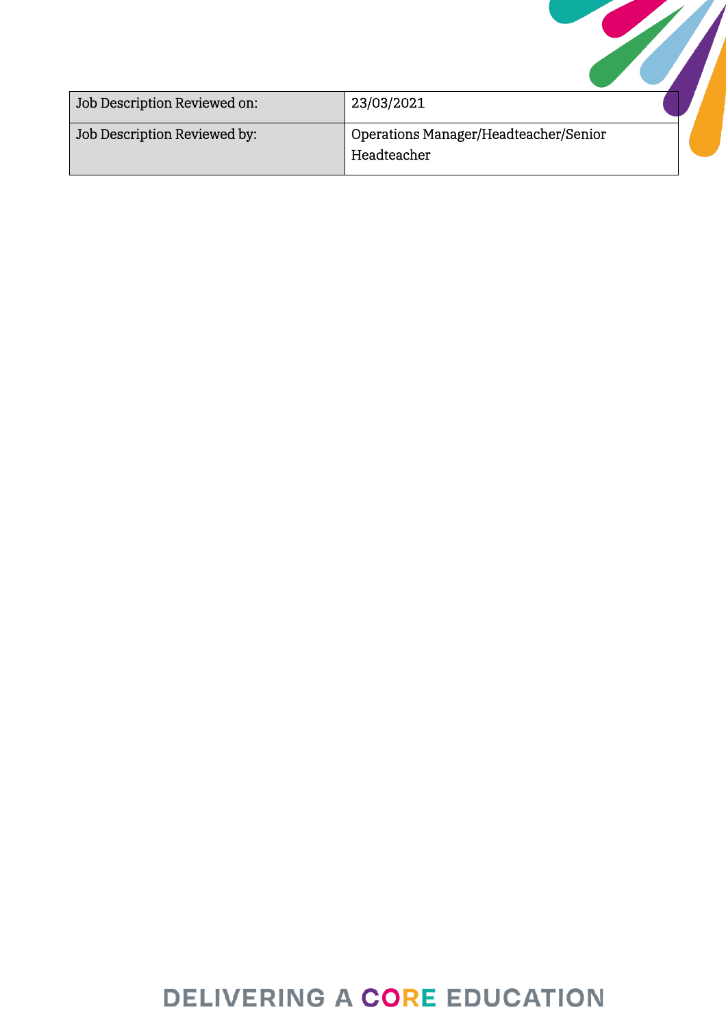| Job Description Reviewed on: | 23/03/2021 |
| --- | --- |
| Job Description Reviewed by: | Operations Manager/Headteacher/Senior Headteacher |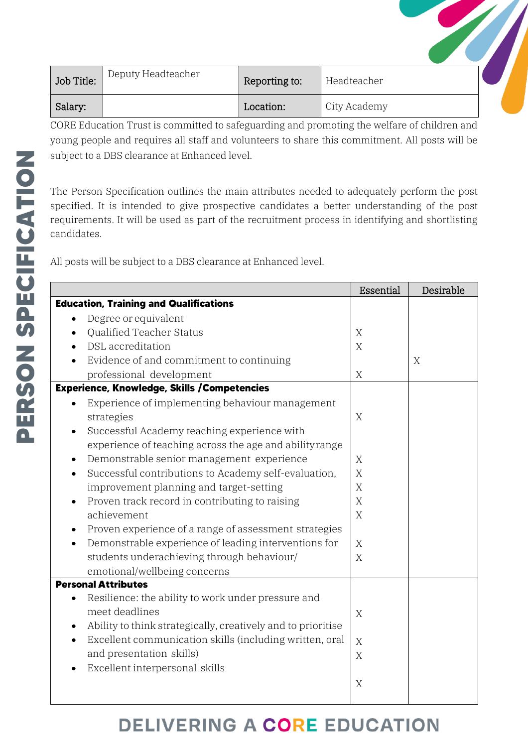# PERSON SPECIFICATION

| Job Title: | Deputy Headteacher | Reporting to: | Headteacher |
|---|---|---|---|
| Salary: | | Location: | City Academy |

CORE Education Trust is committed to safeguarding and promoting the welfare of children and young people and requires all staff and volunteers to share this commitment. All posts will be subject to a DBS clearance at Enhanced level.

The Person Specification outlines the main attributes needed to adequately perform the post specified. It is intended to give prospective candidates a better understanding of the post requirements. It will be used as part of the recruitment process in identifying and shortlisting candidates.

All posts will be subject to a DBS clearance at Enhanced level.

| | Essential | Desirable |
|---|---|---|
| **Education, Training and Qualifications** | | |
| • Degree or equivalent | | |
| • Qualified Teacher Status | X | |
| • DSL accreditation | X | |
| • Evidence of and commitment to continuing | | X |
| professional development | X | |
| **Experience, Knowledge, Skills /Competencies** | | |
| • Experience of implementing behaviour management | | |
| strategies | X | |
| • Successful Academy teaching experience with | | |
| experience of teaching across the age and ability range | | |
| • Demonstrable senior management experience | X | |
| • Successful contributions to Academy self-evaluation, | X | |
| improvement planning and target-setting | X | |
| • Proven track record in contributing to raising | X | |
| achievement | X | |
| • Proven experience of a range of assessment strategies | | |
| • Demonstrable experience of leading interventions for | X | |
| students underachieving through behaviour/ | X | |
| emotional/wellbeing concerns | | |
| **Personal Attributes** | | |
| • Resilience: the ability to work under pressure and | | |
| meet deadlines | X | |
| • Ability to think strategically, creatively and to prioritise | | |
| • Excellent communication skills (including written, oral | X | |
| and presentation skills) | X | |
| • Excellent interpersonal skills | | |
| | X | |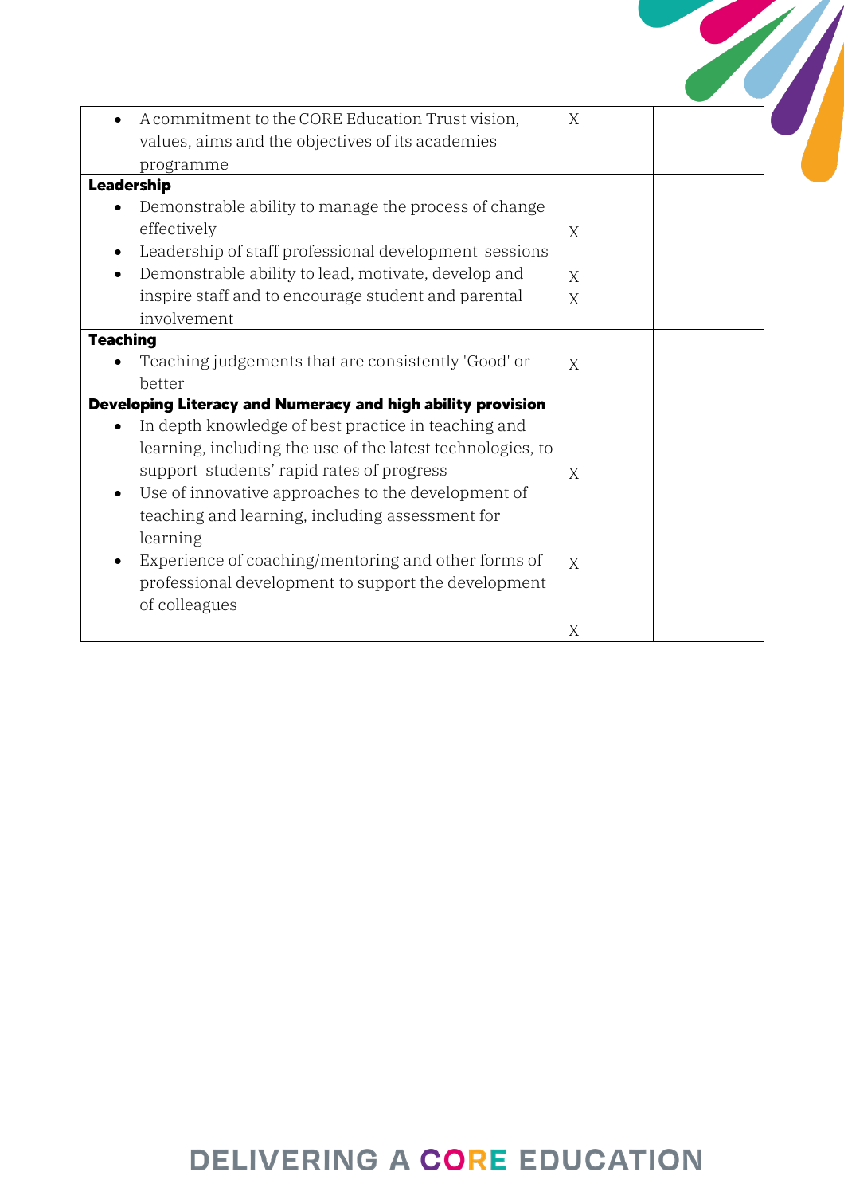| | | |
|---|---|---|
| • A commitment to the CORE Education Trust vision, values, aims and the objectives of its academies programme | X | |
| **Leadership**<br>• Demonstrable ability to manage the process of change effectively<br>• Leadership of staff professional development sessions<br>• Demonstrable ability to lead, motivate, develop and inspire staff and to encourage student and parental involvement | X<br>X<br>X | |
| **Teaching**<br>• Teaching judgements that are consistently 'Good' or better | X | |
| **Developing Literacy and Numeracy and high ability provision**<br>• In depth knowledge of best practice in teaching and learning, including the use of the latest technologies, to support students' rapid rates of progress<br>• Use of innovative approaches to the development of teaching and learning, including assessment for learning<br>• Experience of coaching/mentoring and other forms of professional development to support the development of colleagues | X<br>X<br>X | |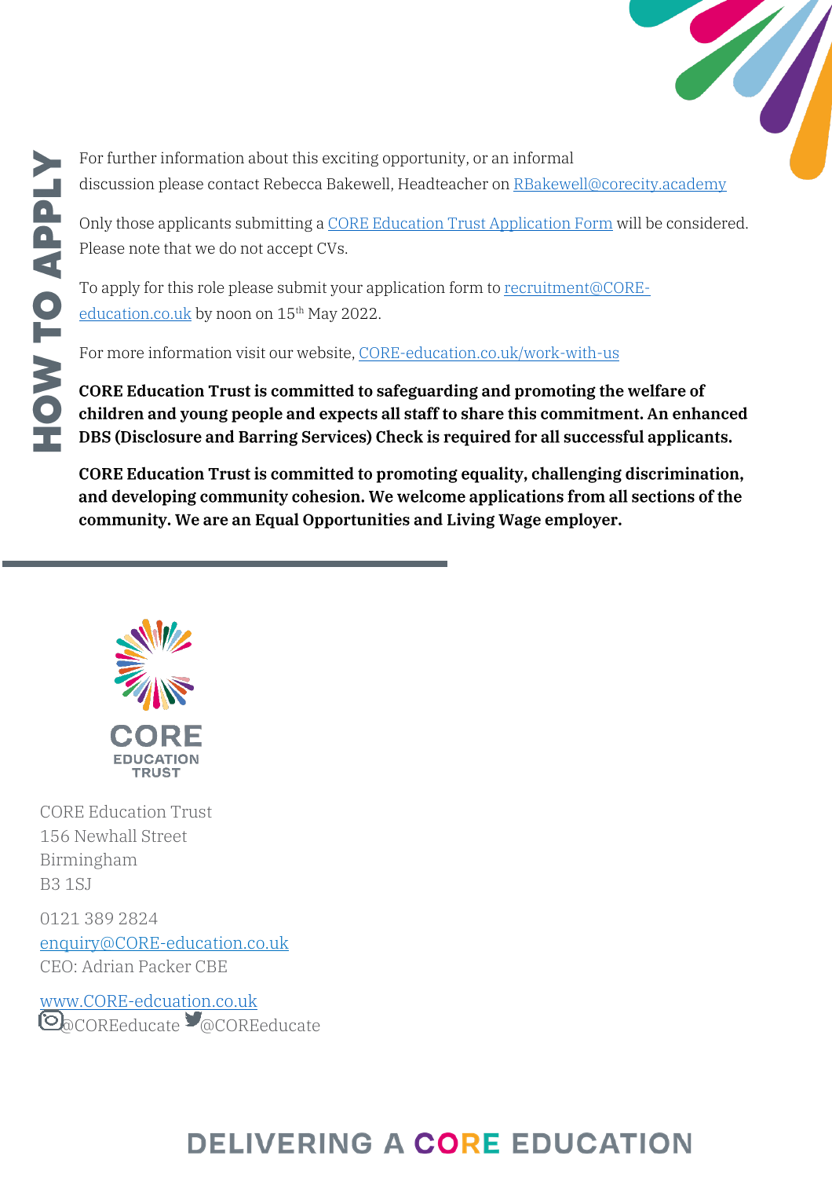# HOW TO APPLY

For further information about this exciting opportunity, or an informal discussion please contact Rebecca Bakewell, Headteacher on RBakewell@corecity.academy

Only those applicants submitting a CORE Education Trust Application Form will be considered. Please note that we do not accept CVs.

To apply for this role please submit your application form to recruitment@CORE-education.co.uk by noon on 15th May 2022.

For more information visit our website, CORE-education.co.uk/work-with-us

**CORE Education Trust is committed to safeguarding and promoting the welfare of children and young people and expects all staff to share this commitment. An enhanced DBS (Disclosure and Barring Services) Check is required for all successful applicants.**

**CORE Education Trust is committed to promoting equality, challenging discrimination, and developing community cohesion. We welcome applications from all sections of the community. We are an Equal Opportunities and Living Wage employer.**

CORE
EDUCATION
TRUST

CORE Education Trust
156 Newhall Street
Birmingham
B3 1SJ

0121 389 2824
enquiry@CORE-education.co.uk
CEO: Adrian Packer CBE

www.CORE-edcuation.co.uk
@COREeducate @COREeducate

DELIVERING A CORE EDUCATION